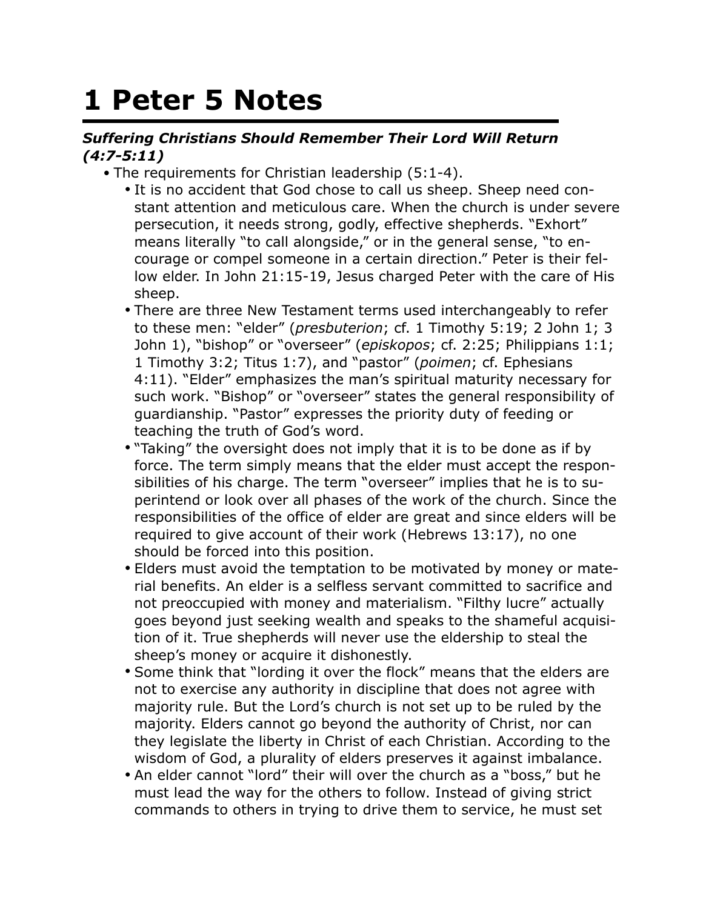# 1 Peter 5 Notes

***Suffering Christians Should Remember Their Lord Will Return (4:7-5:11)***

- The requirements for Christian leadership (5:1-4).
  - It is no accident that God chose to call us sheep. Sheep need constant attention and meticulous care. When the church is under severe persecution, it needs strong, godly, effective shepherds. "Exhort" means literally "to call alongside," or in the general sense, "to encourage or compel someone in a certain direction." Peter is their fellow elder. In John 21:15-19, Jesus charged Peter with the care of His sheep.
  - There are three New Testament terms used interchangeably to refer to these men: "elder" (*presbuterion*; cf. 1 Timothy 5:19; 2 John 1; 3 John 1), "bishop" or "overseer" (*episkopos*; cf. 2:25; Philippians 1:1; 1 Timothy 3:2; Titus 1:7), and "pastor" (*poimen*; cf. Ephesians 4:11). "Elder" emphasizes the man's spiritual maturity necessary for such work. "Bishop" or "overseer" states the general responsibility of guardianship. "Pastor" expresses the priority duty of feeding or teaching the truth of God's word.
  - "Taking" the oversight does not imply that it is to be done as if by force. The term simply means that the elder must accept the responsibilities of his charge. The term "overseer" implies that he is to superintend or look over all phases of the work of the church. Since the responsibilities of the office of elder are great and since elders will be required to give account of their work (Hebrews 13:17), no one should be forced into this position.
  - Elders must avoid the temptation to be motivated by money or material benefits. An elder is a selfless servant committed to sacrifice and not preoccupied with money and materialism. "Filthy lucre" actually goes beyond just seeking wealth and speaks to the shameful acquisition of it. True shepherds will never use the eldership to steal the sheep's money or acquire it dishonestly.
  - Some think that "lording it over the flock" means that the elders are not to exercise any authority in discipline that does not agree with majority rule. But the Lord's church is not set up to be ruled by the majority. Elders cannot go beyond the authority of Christ, nor can they legislate the liberty in Christ of each Christian. According to the wisdom of God, a plurality of elders preserves it against imbalance.
  - An elder cannot "lord" their will over the church as a "boss," but he must lead the way for the others to follow. Instead of giving strict commands to others in trying to drive them to service, he must set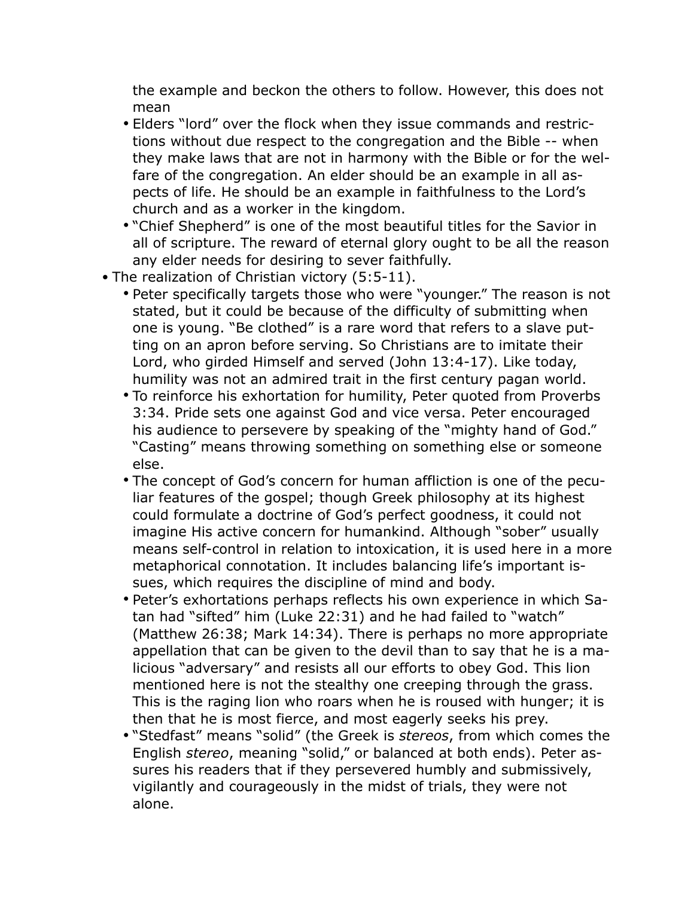the example and beckon the others to follow. However, this does not mean

    - Elders "lord" over the flock when they issue commands and restrictions without due respect to the congregation and the Bible -- when they make laws that are not in harmony with the Bible or for the welfare of the congregation. An elder should be an example in all aspects of life. He should be an example in faithfulness to the Lord's church and as a worker in the kingdom.
    - "Chief Shepherd" is one of the most beautiful titles for the Savior in all of scripture. The reward of eternal glory ought to be all the reason any elder needs for desiring to sever faithfully.
- The realization of Christian victory (5:5-11).
    - Peter specifically targets those who were "younger." The reason is not stated, but it could be because of the difficulty of submitting when one is young. "Be clothed" is a rare word that refers to a slave putting on an apron before serving. So Christians are to imitate their Lord, who girded Himself and served (John 13:4-17). Like today, humility was not an admired trait in the first century pagan world.
    - To reinforce his exhortation for humility, Peter quoted from Proverbs 3:34. Pride sets one against God and vice versa. Peter encouraged his audience to persevere by speaking of the "mighty hand of God." "Casting" means throwing something on something else or someone else.
    - The concept of God's concern for human affliction is one of the peculiar features of the gospel; though Greek philosophy at its highest could formulate a doctrine of God's perfect goodness, it could not imagine His active concern for humankind. Although "sober" usually means self-control in relation to intoxication, it is used here in a more metaphorical connotation. It includes balancing life's important issues, which requires the discipline of mind and body.
    - Peter's exhortations perhaps reflects his own experience in which Satan had "sifted" him (Luke 22:31) and he had failed to "watch" (Matthew 26:38; Mark 14:34). There is perhaps no more appropriate appellation that can be given to the devil than to say that he is a malicious "adversary" and resists all our efforts to obey God. This lion mentioned here is not the stealthy one creeping through the grass. This is the raging lion who roars when he is roused with hunger; it is then that he is most fierce, and most eagerly seeks his prey.
    - "Stedfast" means "solid" (the Greek is *stereos*, from which comes the English *stereo*, meaning "solid," or balanced at both ends). Peter assures his readers that if they persevered humbly and submissively, vigilantly and courageously in the midst of trials, they were not alone.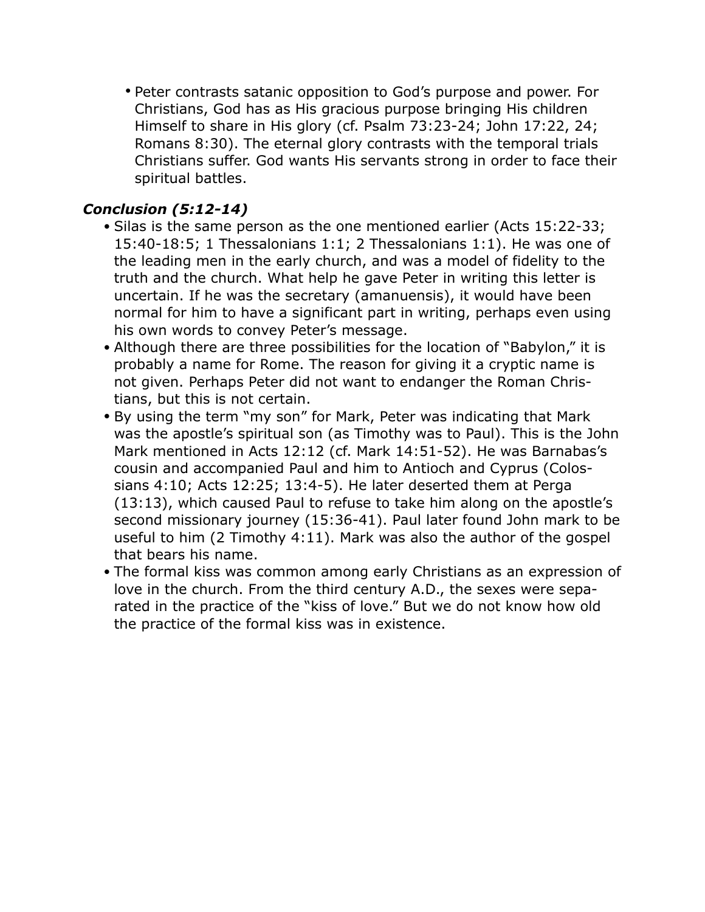- Peter contrasts satanic opposition to God's purpose and power. For Christians, God has as His gracious purpose bringing His children Himself to share in His glory (cf. Psalm 73:23-24; John 17:22, 24; Romans 8:30). The eternal glory contrasts with the temporal trials Christians suffer. God wants His servants strong in order to face their spiritual battles.

### *Conclusion (5:12-14)*

- Silas is the same person as the one mentioned earlier (Acts 15:22-33; 15:40-18:5; 1 Thessalonians 1:1; 2 Thessalonians 1:1). He was one of the leading men in the early church, and was a model of fidelity to the truth and the church. What help he gave Peter in writing this letter is uncertain. If he was the secretary (amanuensis), it would have been normal for him to have a significant part in writing, perhaps even using his own words to convey Peter's message.
- Although there are three possibilities for the location of "Babylon," it is probably a name for Rome. The reason for giving it a cryptic name is not given. Perhaps Peter did not want to endanger the Roman Christians, but this is not certain.
- By using the term "my son" for Mark, Peter was indicating that Mark was the apostle's spiritual son (as Timothy was to Paul). This is the John Mark mentioned in Acts 12:12 (cf. Mark 14:51-52). He was Barnabas's cousin and accompanied Paul and him to Antioch and Cyprus (Colossians 4:10; Acts 12:25; 13:4-5). He later deserted them at Perga (13:13), which caused Paul to refuse to take him along on the apostle's second missionary journey (15:36-41). Paul later found John mark to be useful to him (2 Timothy 4:11). Mark was also the author of the gospel that bears his name.
- The formal kiss was common among early Christians as an expression of love in the church. From the third century A.D., the sexes were separated in the practice of the "kiss of love." But we do not know how old the practice of the formal kiss was in existence.